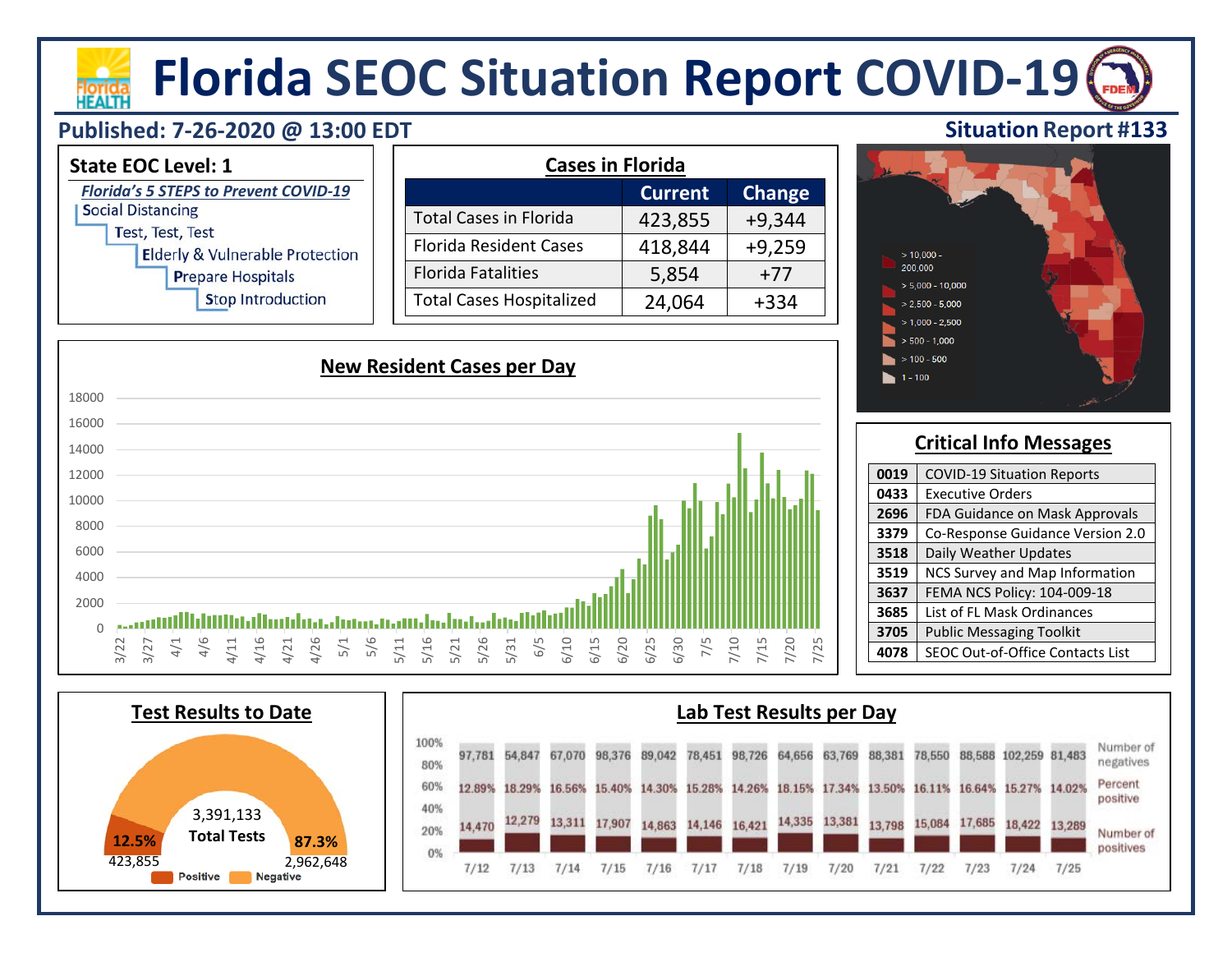# Florida SEOC Situation Report COVID-19

**Published: 7-26-2020 @ 13:00 EDT**

**Situation Report #133**

## State EOC Level: 1

***Florida's 5 STEPS to Prevent COVID-19***

- Social Distancing
  - Test, Test, Test
    - Elderly & Vulnerable Protection
      - Prepare Hospitals
        - Stop Introduction

## Cases in Florida

| | Current | Change |
|---|---|---|
| Total Cases in Florida | 423,855 | +9,344 |
| Florida Resident Cases | 418,844 | +9,259 |
| Florida Fatalities | 5,854 | +77 |
| Total Cases Hospitalized | 24,064 | +334 |

Map legend:
- > 10,000 - 200,000
- > 5,000 - 10,000
- > 2,500 - 5,000
- > 1,000 - 2,500
- > 500 - 1,000
- > 100 - 500
- 1 - 100

## New Resident Cases per Day

## Critical Info Messages

| | |
|---|---|
| 0019 | COVID-19 Situation Reports |
| 0433 | Executive Orders |
| 2696 | FDA Guidance on Mask Approvals |
| 3379 | Co-Response Guidance Version 2.0 |
| 3518 | Daily Weather Updates |
| 3519 | NCS Survey and Map Information |
| 3637 | FEMA NCS Policy: 104-009-18 |
| 3685 | List of FL Mask Ordinances |
| 3705 | Public Messaging Toolkit |
| 4078 | SEOC Out-of-Office Contacts List |

## Test Results to Date

3,391,133 Total Tests

| | Percent | Number |
|---|---|---|
| Positive | 12.5% | 423,855 |
| Negative | 87.3% | 2,962,648 |

## Lab Test Results per Day

| Date | Number of negatives | Percent positive | Number of positives |
|---|---|---|---|
| 7/12 | 97,781 | 12.89% | 14,470 |
| 7/13 | 54,847 | 18.29% | 12,279 |
| 7/14 | 67,070 | 16.56% | 13,311 |
| 7/15 | 98,376 | 15.40% | 17,907 |
| 7/16 | 89,042 | 14.30% | 14,863 |
| 7/17 | 78,451 | 15.28% | 14,146 |
| 7/18 | 98,726 | 14.26% | 16,421 |
| 7/19 | 64,656 | 18.15% | 14,335 |
| 7/20 | 63,769 | 17.34% | 13,381 |
| 7/21 | 88,381 | 13.50% | 13,798 |
| 7/22 | 78,550 | 16.11% | 15,084 |
| 7/23 | 88,588 | 16.64% | 17,685 |
| 7/24 | 102,259 | 15.27% | 18,422 |
| 7/25 | 81,483 | 14.02% | 13,289 |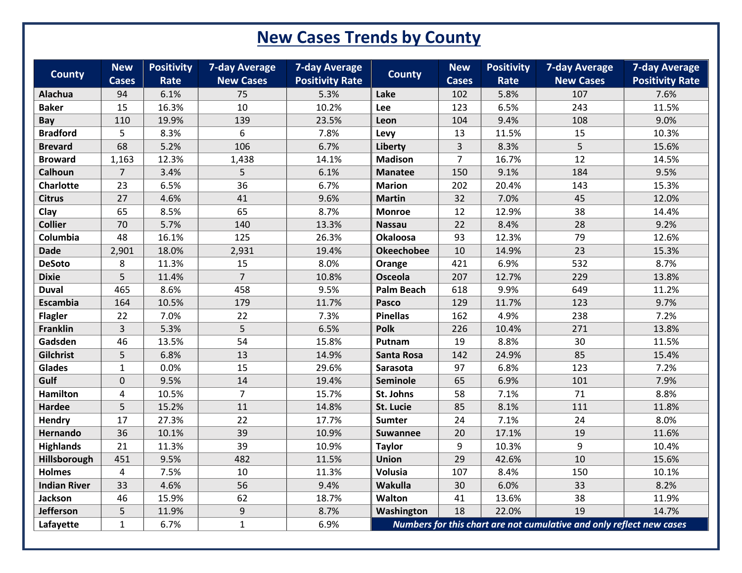# New Cases Trends by County

| County | New Cases | Positivity Rate | 7-day Average New Cases | 7-day Average Positivity Rate | County | New Cases | Positivity Rate | 7-day Average New Cases | 7-day Average Positivity Rate |
|---|---|---|---|---|---|---|---|---|---|
| Alachua | 94 | 6.1% | 75 | 5.3% | Lake | 102 | 5.8% | 107 | 7.6% |
| Baker | 15 | 16.3% | 10 | 10.2% | Lee | 123 | 6.5% | 243 | 11.5% |
| Bay | 110 | 19.9% | 139 | 23.5% | Leon | 104 | 9.4% | 108 | 9.0% |
| Bradford | 5 | 8.3% | 6 | 7.8% | Levy | 13 | 11.5% | 15 | 10.3% |
| Brevard | 68 | 5.2% | 106 | 6.7% | Liberty | 3 | 8.3% | 5 | 15.6% |
| Broward | 1,163 | 12.3% | 1,438 | 14.1% | Madison | 7 | 16.7% | 12 | 14.5% |
| Calhoun | 7 | 3.4% | 5 | 6.1% | Manatee | 150 | 9.1% | 184 | 9.5% |
| Charlotte | 23 | 6.5% | 36 | 6.7% | Marion | 202 | 20.4% | 143 | 15.3% |
| Citrus | 27 | 4.6% | 41 | 9.6% | Martin | 32 | 7.0% | 45 | 12.0% |
| Clay | 65 | 8.5% | 65 | 8.7% | Monroe | 12 | 12.9% | 38 | 14.4% |
| Collier | 70 | 5.7% | 140 | 13.3% | Nassau | 22 | 8.4% | 28 | 9.2% |
| Columbia | 48 | 16.1% | 125 | 26.3% | Okaloosa | 93 | 12.3% | 79 | 12.6% |
| Dade | 2,901 | 18.0% | 2,931 | 19.4% | Okeechobee | 10 | 14.9% | 23 | 15.3% |
| DeSoto | 8 | 11.3% | 15 | 8.0% | Orange | 421 | 6.9% | 532 | 8.7% |
| Dixie | 5 | 11.4% | 7 | 10.8% | Osceola | 207 | 12.7% | 229 | 13.8% |
| Duval | 465 | 8.6% | 458 | 9.5% | Palm Beach | 618 | 9.9% | 649 | 11.2% |
| Escambia | 164 | 10.5% | 179 | 11.7% | Pasco | 129 | 11.7% | 123 | 9.7% |
| Flagler | 22 | 7.0% | 22 | 7.3% | Pinellas | 162 | 4.9% | 238 | 7.2% |
| Franklin | 3 | 5.3% | 5 | 6.5% | Polk | 226 | 10.4% | 271 | 13.8% |
| Gadsden | 46 | 13.5% | 54 | 15.8% | Putnam | 19 | 8.8% | 30 | 11.5% |
| Gilchrist | 5 | 6.8% | 13 | 14.9% | Santa Rosa | 142 | 24.9% | 85 | 15.4% |
| Glades | 1 | 0.0% | 15 | 29.6% | Sarasota | 97 | 6.8% | 123 | 7.2% |
| Gulf | 0 | 9.5% | 14 | 19.4% | Seminole | 65 | 6.9% | 101 | 7.9% |
| Hamilton | 4 | 10.5% | 7 | 15.7% | St. Johns | 58 | 7.1% | 71 | 8.8% |
| Hardee | 5 | 15.2% | 11 | 14.8% | St. Lucie | 85 | 8.1% | 111 | 11.8% |
| Hendry | 17 | 27.3% | 22 | 17.7% | Sumter | 24 | 7.1% | 24 | 8.0% |
| Hernando | 36 | 10.1% | 39 | 10.9% | Suwannee | 20 | 17.1% | 19 | 11.6% |
| Highlands | 21 | 11.3% | 39 | 10.9% | Taylor | 9 | 10.3% | 9 | 10.4% |
| Hillsborough | 451 | 9.5% | 482 | 11.5% | Union | 29 | 42.6% | 10 | 15.6% |
| Holmes | 4 | 7.5% | 10 | 11.3% | Volusia | 107 | 8.4% | 150 | 10.1% |
| Indian River | 33 | 4.6% | 56 | 9.4% | Wakulla | 30 | 6.0% | 33 | 8.2% |
| Jackson | 46 | 15.9% | 62 | 18.7% | Walton | 41 | 13.6% | 38 | 11.9% |
| Jefferson | 5 | 11.9% | 9 | 8.7% | Washington | 18 | 22.0% | 19 | 14.7% |
| Lafayette | 1 | 6.7% | 1 | 6.9% | | | | | |

*Numbers for this chart are not cumulative and only reflect new cases*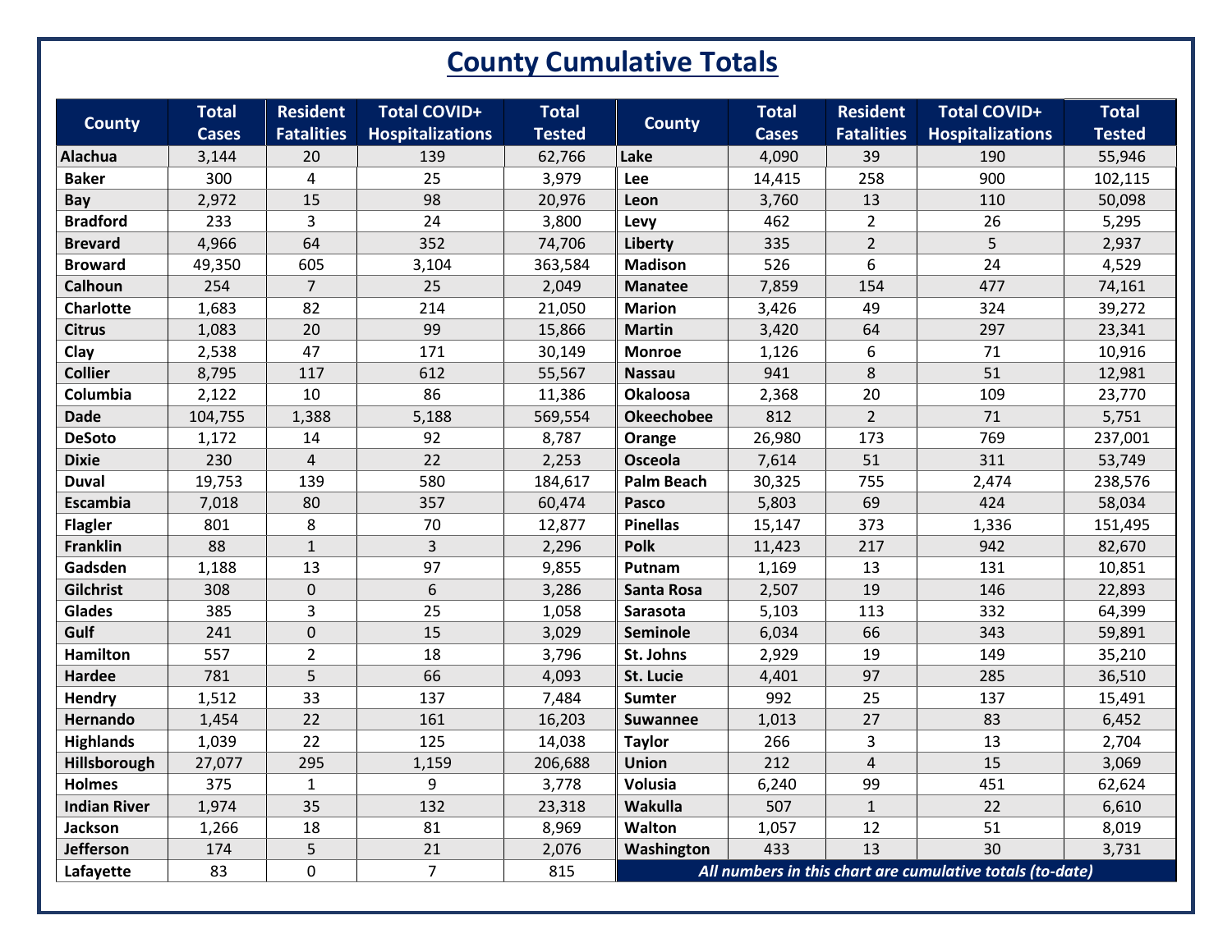# County Cumulative Totals

| County | Total Cases | Resident Fatalities | Total COVID+ Hospitalizations | Total Tested | County | Total Cases | Resident Fatalities | Total COVID+ Hospitalizations | Total Tested |
|---|---|---|---|---|---|---|---|---|---|
| Alachua | 3,144 | 20 | 139 | 62,766 | Lake | 4,090 | 39 | 190 | 55,946 |
| Baker | 300 | 4 | 25 | 3,979 | Lee | 14,415 | 258 | 900 | 102,115 |
| Bay | 2,972 | 15 | 98 | 20,976 | Leon | 3,760 | 13 | 110 | 50,098 |
| Bradford | 233 | 3 | 24 | 3,800 | Levy | 462 | 2 | 26 | 5,295 |
| Brevard | 4,966 | 64 | 352 | 74,706 | Liberty | 335 | 2 | 5 | 2,937 |
| Broward | 49,350 | 605 | 3,104 | 363,584 | Madison | 526 | 6 | 24 | 4,529 |
| Calhoun | 254 | 7 | 25 | 2,049 | Manatee | 7,859 | 154 | 477 | 74,161 |
| Charlotte | 1,683 | 82 | 214 | 21,050 | Marion | 3,426 | 49 | 324 | 39,272 |
| Citrus | 1,083 | 20 | 99 | 15,866 | Martin | 3,420 | 64 | 297 | 23,341 |
| Clay | 2,538 | 47 | 171 | 30,149 | Monroe | 1,126 | 6 | 71 | 10,916 |
| Collier | 8,795 | 117 | 612 | 55,567 | Nassau | 941 | 8 | 51 | 12,981 |
| Columbia | 2,122 | 10 | 86 | 11,386 | Okaloosa | 2,368 | 20 | 109 | 23,770 |
| Dade | 104,755 | 1,388 | 5,188 | 569,554 | Okeechobee | 812 | 2 | 71 | 5,751 |
| DeSoto | 1,172 | 14 | 92 | 8,787 | Orange | 26,980 | 173 | 769 | 237,001 |
| Dixie | 230 | 4 | 22 | 2,253 | Osceola | 7,614 | 51 | 311 | 53,749 |
| Duval | 19,753 | 139 | 580 | 184,617 | Palm Beach | 30,325 | 755 | 2,474 | 238,576 |
| Escambia | 7,018 | 80 | 357 | 60,474 | Pasco | 5,803 | 69 | 424 | 58,034 |
| Flagler | 801 | 8 | 70 | 12,877 | Pinellas | 15,147 | 373 | 1,336 | 151,495 |
| Franklin | 88 | 1 | 3 | 2,296 | Polk | 11,423 | 217 | 942 | 82,670 |
| Gadsden | 1,188 | 13 | 97 | 9,855 | Putnam | 1,169 | 13 | 131 | 10,851 |
| Gilchrist | 308 | 0 | 6 | 3,286 | Santa Rosa | 2,507 | 19 | 146 | 22,893 |
| Glades | 385 | 3 | 25 | 1,058 | Sarasota | 5,103 | 113 | 332 | 64,399 |
| Gulf | 241 | 0 | 15 | 3,029 | Seminole | 6,034 | 66 | 343 | 59,891 |
| Hamilton | 557 | 2 | 18 | 3,796 | St. Johns | 2,929 | 19 | 149 | 35,210 |
| Hardee | 781 | 5 | 66 | 4,093 | St. Lucie | 4,401 | 97 | 285 | 36,510 |
| Hendry | 1,512 | 33 | 137 | 7,484 | Sumter | 992 | 25 | 137 | 15,491 |
| Hernando | 1,454 | 22 | 161 | 16,203 | Suwannee | 1,013 | 27 | 83 | 6,452 |
| Highlands | 1,039 | 22 | 125 | 14,038 | Taylor | 266 | 3 | 13 | 2,704 |
| Hillsborough | 27,077 | 295 | 1,159 | 206,688 | Union | 212 | 4 | 15 | 3,069 |
| Holmes | 375 | 1 | 9 | 3,778 | Volusia | 6,240 | 99 | 451 | 62,624 |
| Indian River | 1,974 | 35 | 132 | 23,318 | Wakulla | 507 | 1 | 22 | 6,610 |
| Jackson | 1,266 | 18 | 81 | 8,969 | Walton | 1,057 | 12 | 51 | 8,019 |
| Jefferson | 174 | 5 | 21 | 2,076 | Washington | 433 | 13 | 30 | 3,731 |
| Lafayette | 83 | 0 | 7 | 815 | *All numbers in this chart are cumulative totals (to-date)* | | | | |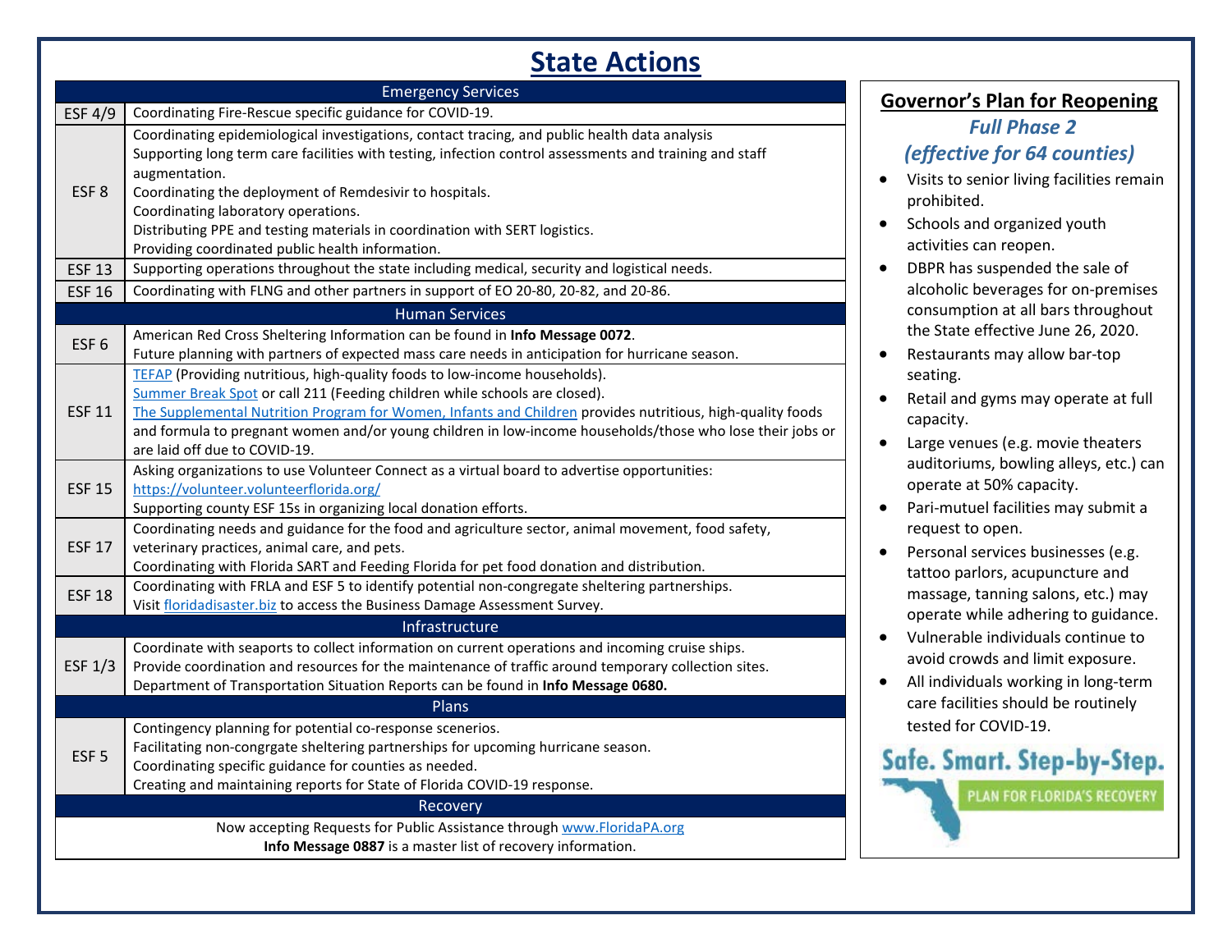# State Actions

| | |
|---|---|
| **Emergency Services** | |
| ESF 4/9 | Coordinating Fire-Rescue specific guidance for COVID-19. |
| ESF 8 | Coordinating epidemiological investigations, contact tracing, and public health data analysis<br>Supporting long term care facilities with testing, infection control assessments and training and staff augmentation.<br>Coordinating the deployment of Remdesivir to hospitals.<br>Coordinating laboratory operations.<br>Distributing PPE and testing materials in coordination with SERT logistics.<br>Providing coordinated public health information. |
| ESF 13 | Supporting operations throughout the state including medical, security and logistical needs. |
| ESF 16 | Coordinating with FLNG and other partners in support of EO 20-80, 20-82, and 20-86. |
| **Human Services** | |
| ESF 6 | American Red Cross Sheltering Information can be found in **Info Message 0072**.<br>Future planning with partners of expected mass care needs in anticipation for hurricane season. |
| ESF 11 | TEFAP (Providing nutritious, high-quality foods to low-income households).<br>Summer Break Spot or call 211 (Feeding children while schools are closed).<br>The Supplemental Nutrition Program for Women, Infants and Children provides nutritious, high-quality foods and formula to pregnant women and/or young children in low-income households/those who lose their jobs or are laid off due to COVID-19. |
| ESF 15 | Asking organizations to use Volunteer Connect as a virtual board to advertise opportunities: https://volunteer.volunteerflorida.org/<br>Supporting county ESF 15s in organizing local donation efforts. |
| ESF 17 | Coordinating needs and guidance for the food and agriculture sector, animal movement, food safety, veterinary practices, animal care, and pets.<br>Coordinating with Florida SART and Feeding Florida for pet food donation and distribution. |
| ESF 18 | Coordinating with FRLA and ESF 5 to identify potential non-congregate sheltering partnerships.<br>Visit floridadisaster.biz to access the Business Damage Assessment Survey. |
| **Infrastructure** | |
| ESF 1/3 | Coordinate with seaports to collect information on current operations and incoming cruise ships.<br>Provide coordination and resources for the maintenance of traffic around temporary collection sites.<br>Department of Transportation Situation Reports can be found in **Info Message 0680.** |
| **Plans** | |
| ESF 5 | Contingency planning for potential co-response scenerios.<br>Facilitating non-congrgate sheltering partnerships for upcoming hurricane season.<br>Coordinating specific guidance for counties as needed.<br>Creating and maintaining reports for State of Florida COVID-19 response. |
| **Recovery** | |
| | Now accepting Requests for Public Assistance through www.FloridaPA.org<br>**Info Message 0887** is a master list of recovery information. |

## Governor's Plan for Reopening

### *Full Phase 2*
### *(effective for 64 counties)*

- Visits to senior living facilities remain prohibited.
- Schools and organized youth activities can reopen.
- DBPR has suspended the sale of alcoholic beverages for on-premises consumption at all bars throughout the State effective June 26, 2020.
- Restaurants may allow bar-top seating.
- Retail and gyms may operate at full capacity.
- Large venues (e.g. movie theaters auditoriums, bowling alleys, etc.) can operate at 50% capacity.
- Pari-mutuel facilities may submit a request to open.
- Personal services businesses (e.g. tattoo parlors, acupuncture and massage, tanning salons, etc.) may operate while adhering to guidance.
- Vulnerable individuals continue to avoid crowds and limit exposure.
- All individuals working in long-term care facilities should be routinely tested for COVID-19.

Safe. Smart. Step-by-Step.
PLAN FOR FLORIDA'S RECOVERY